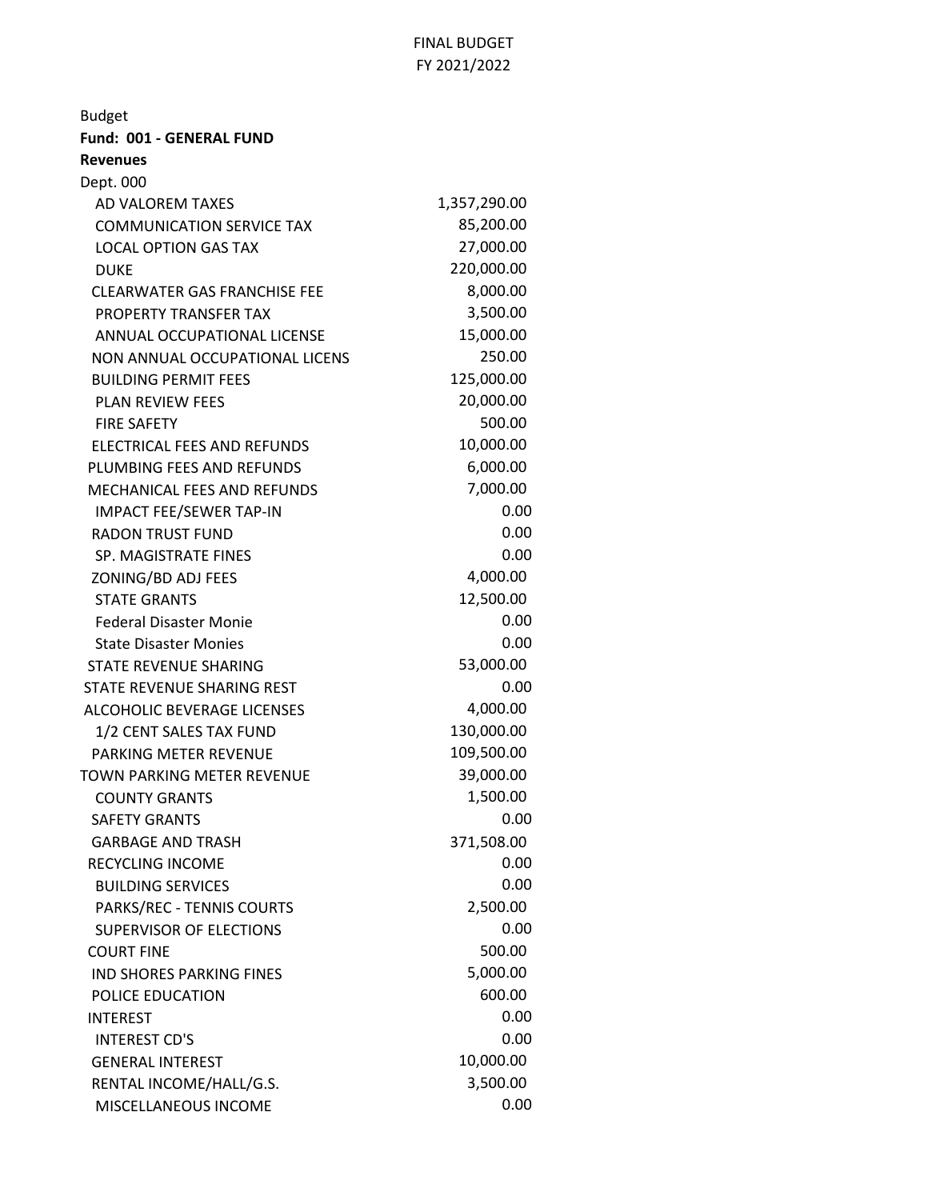FINAL BUDGET
FY 2021/2022

Budget

**Fund: 001 - GENERAL FUND**

**Revenues**

Dept. 000

| Item | Amount |
|---|---|
| AD VALOREM TAXES | 1,357,290.00 |
| COMMUNICATION SERVICE TAX | 85,200.00 |
| LOCAL OPTION GAS TAX | 27,000.00 |
| DUKE | 220,000.00 |
| CLEARWATER GAS FRANCHISE FEE | 8,000.00 |
| PROPERTY TRANSFER TAX | 3,500.00 |
| ANNUAL OCCUPATIONAL LICENSE | 15,000.00 |
| NON ANNUAL OCCUPATIONAL LICENS | 250.00 |
| BUILDING PERMIT FEES | 125,000.00 |
| PLAN REVIEW FEES | 20,000.00 |
| FIRE SAFETY | 500.00 |
| ELECTRICAL FEES AND REFUNDS | 10,000.00 |
| PLUMBING FEES AND REFUNDS | 6,000.00 |
| MECHANICAL FEES AND REFUNDS | 7,000.00 |
| IMPACT FEE/SEWER TAP-IN | 0.00 |
| RADON TRUST FUND | 0.00 |
| SP. MAGISTRATE FINES | 0.00 |
| ZONING/BD ADJ FEES | 4,000.00 |
| STATE GRANTS | 12,500.00 |
| Federal Disaster Monie | 0.00 |
| State Disaster Monies | 0.00 |
| STATE REVENUE SHARING | 53,000.00 |
| STATE REVENUE SHARING REST | 0.00 |
| ALCOHOLIC BEVERAGE LICENSES | 4,000.00 |
| 1/2 CENT SALES TAX FUND | 130,000.00 |
| PARKING METER REVENUE | 109,500.00 |
| TOWN PARKING METER REVENUE | 39,000.00 |
| COUNTY GRANTS | 1,500.00 |
| SAFETY GRANTS | 0.00 |
| GARBAGE AND TRASH | 371,508.00 |
| RECYCLING INCOME | 0.00 |
| BUILDING SERVICES | 0.00 |
| PARKS/REC - TENNIS COURTS | 2,500.00 |
| SUPERVISOR OF ELECTIONS | 0.00 |
| COURT FINE | 500.00 |
| IND SHORES PARKING FINES | 5,000.00 |
| POLICE EDUCATION | 600.00 |
| INTEREST | 0.00 |
| INTEREST CD'S | 0.00 |
| GENERAL INTEREST | 10,000.00 |
| RENTAL INCOME/HALL/G.S. | 3,500.00 |
| MISCELLANEOUS INCOME | 0.00 |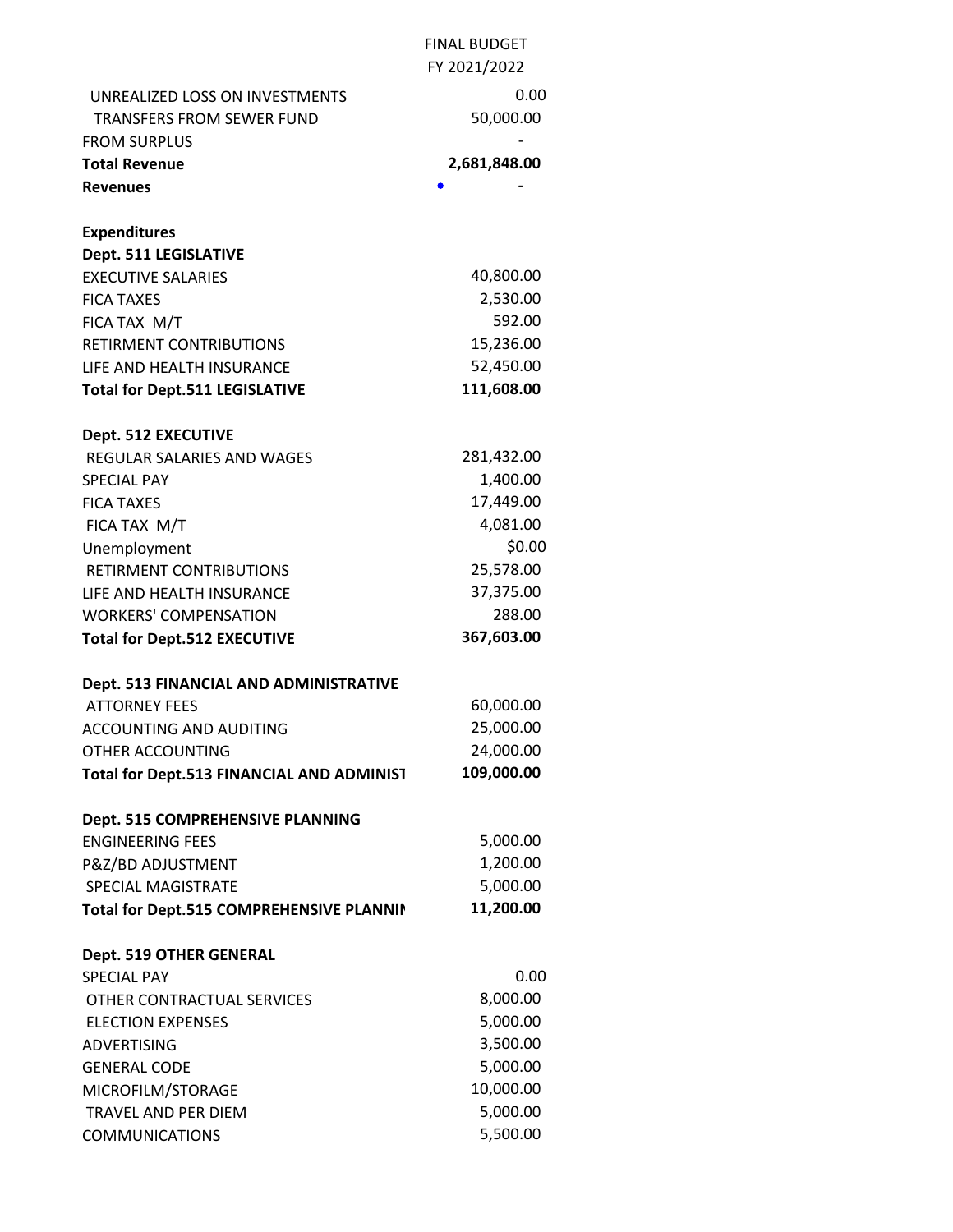| | FINAL BUDGET FY 2021/2022 |
|---|---|
| UNREALIZED LOSS ON INVESTMENTS | 0.00 |
| TRANSFERS FROM SEWER FUND | 50,000.00 |
| FROM SURPLUS | - |
| **Total Revenue** | **2,681,848.00** |
| **Revenues** | **-** |
| | |
| **Expenditures** | |
| **Dept. 511 LEGISLATIVE** | |
| EXECUTIVE SALARIES | 40,800.00 |
| FICA TAXES | 2,530.00 |
| FICA TAX M/T | 592.00 |
| RETIRMENT CONTRIBUTIONS | 15,236.00 |
| LIFE AND HEALTH INSURANCE | 52,450.00 |
| **Total for Dept.511 LEGISLATIVE** | **111,608.00** |
| | |
| **Dept. 512 EXECUTIVE** | |
| REGULAR SALARIES AND WAGES | 281,432.00 |
| SPECIAL PAY | 1,400.00 |
| FICA TAXES | 17,449.00 |
| FICA TAX M/T | 4,081.00 |
| Unemployment | $0.00 |
| RETIRMENT CONTRIBUTIONS | 25,578.00 |
| LIFE AND HEALTH INSURANCE | 37,375.00 |
| WORKERS' COMPENSATION | 288.00 |
| **Total for Dept.512 EXECUTIVE** | **367,603.00** |
| | |
| **Dept. 513 FINANCIAL AND ADMINISTRATIVE** | |
| ATTORNEY FEES | 60,000.00 |
| ACCOUNTING AND AUDITING | 25,000.00 |
| OTHER ACCOUNTING | 24,000.00 |
| **Total for Dept.513 FINANCIAL AND ADMINIST** | **109,000.00** |
| | |
| **Dept. 515 COMPREHENSIVE PLANNING** | |
| ENGINEERING FEES | 5,000.00 |
| P&Z/BD ADJUSTMENT | 1,200.00 |
| SPECIAL MAGISTRATE | 5,000.00 |
| **Total for Dept.515 COMPREHENSIVE PLANNIN** | **11,200.00** |
| | |
| **Dept. 519 OTHER GENERAL** | |
| SPECIAL PAY | 0.00 |
| OTHER CONTRACTUAL SERVICES | 8,000.00 |
| ELECTION EXPENSES | 5,000.00 |
| ADVERTISING | 3,500.00 |
| GENERAL CODE | 5,000.00 |
| MICROFILM/STORAGE | 10,000.00 |
| TRAVEL AND PER DIEM | 5,000.00 |
| COMMUNICATIONS | 5,500.00 |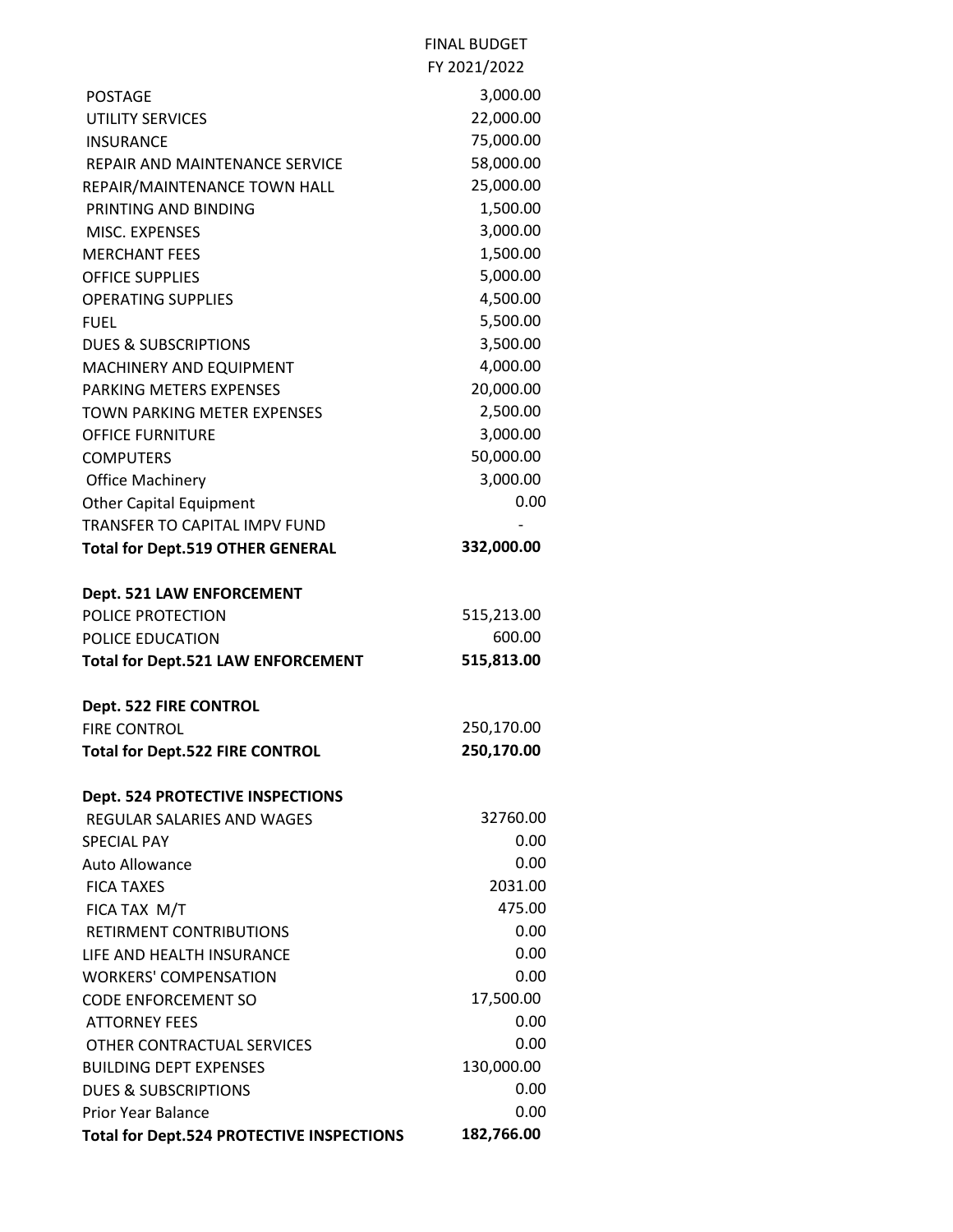| | FINAL BUDGET FY 2021/2022 |
|---|---|
| POSTAGE | 3,000.00 |
| UTILITY SERVICES | 22,000.00 |
| INSURANCE | 75,000.00 |
| REPAIR AND MAINTENANCE SERVICE | 58,000.00 |
| REPAIR/MAINTENANCE TOWN HALL | 25,000.00 |
| PRINTING AND BINDING | 1,500.00 |
| MISC. EXPENSES | 3,000.00 |
| MERCHANT FEES | 1,500.00 |
| OFFICE SUPPLIES | 5,000.00 |
| OPERATING SUPPLIES | 4,500.00 |
| FUEL | 5,500.00 |
| DUES & SUBSCRIPTIONS | 3,500.00 |
| MACHINERY AND EQUIPMENT | 4,000.00 |
| PARKING METERS EXPENSES | 20,000.00 |
| TOWN PARKING METER EXPENSES | 2,500.00 |
| OFFICE FURNITURE | 3,000.00 |
| COMPUTERS | 50,000.00 |
| Office Machinery | 3,000.00 |
| Other Capital Equipment | 0.00 |
| TRANSFER TO CAPITAL IMPV FUND | - |
| **Total for Dept.519 OTHER GENERAL** | **332,000.00** |
| | |
| **Dept. 521 LAW ENFORCEMENT** | |
| POLICE PROTECTION | 515,213.00 |
| POLICE EDUCATION | 600.00 |
| **Total for Dept.521 LAW ENFORCEMENT** | **515,813.00** |
| | |
| **Dept. 522 FIRE CONTROL** | |
| FIRE CONTROL | 250,170.00 |
| **Total for Dept.522 FIRE CONTROL** | **250,170.00** |
| | |
| **Dept. 524 PROTECTIVE INSPECTIONS** | |
| REGULAR SALARIES AND WAGES | 32760.00 |
| SPECIAL PAY | 0.00 |
| Auto Allowance | 0.00 |
| FICA TAXES | 2031.00 |
| FICA TAX M/T | 475.00 |
| RETIRMENT CONTRIBUTIONS | 0.00 |
| LIFE AND HEALTH INSURANCE | 0.00 |
| WORKERS' COMPENSATION | 0.00 |
| CODE ENFORCEMENT SO | 17,500.00 |
| ATTORNEY FEES | 0.00 |
| OTHER CONTRACTUAL SERVICES | 0.00 |
| BUILDING DEPT EXPENSES | 130,000.00 |
| DUES & SUBSCRIPTIONS | 0.00 |
| Prior Year Balance | 0.00 |
| **Total for Dept.524 PROTECTIVE INSPECTIONS** | **182,766.00** |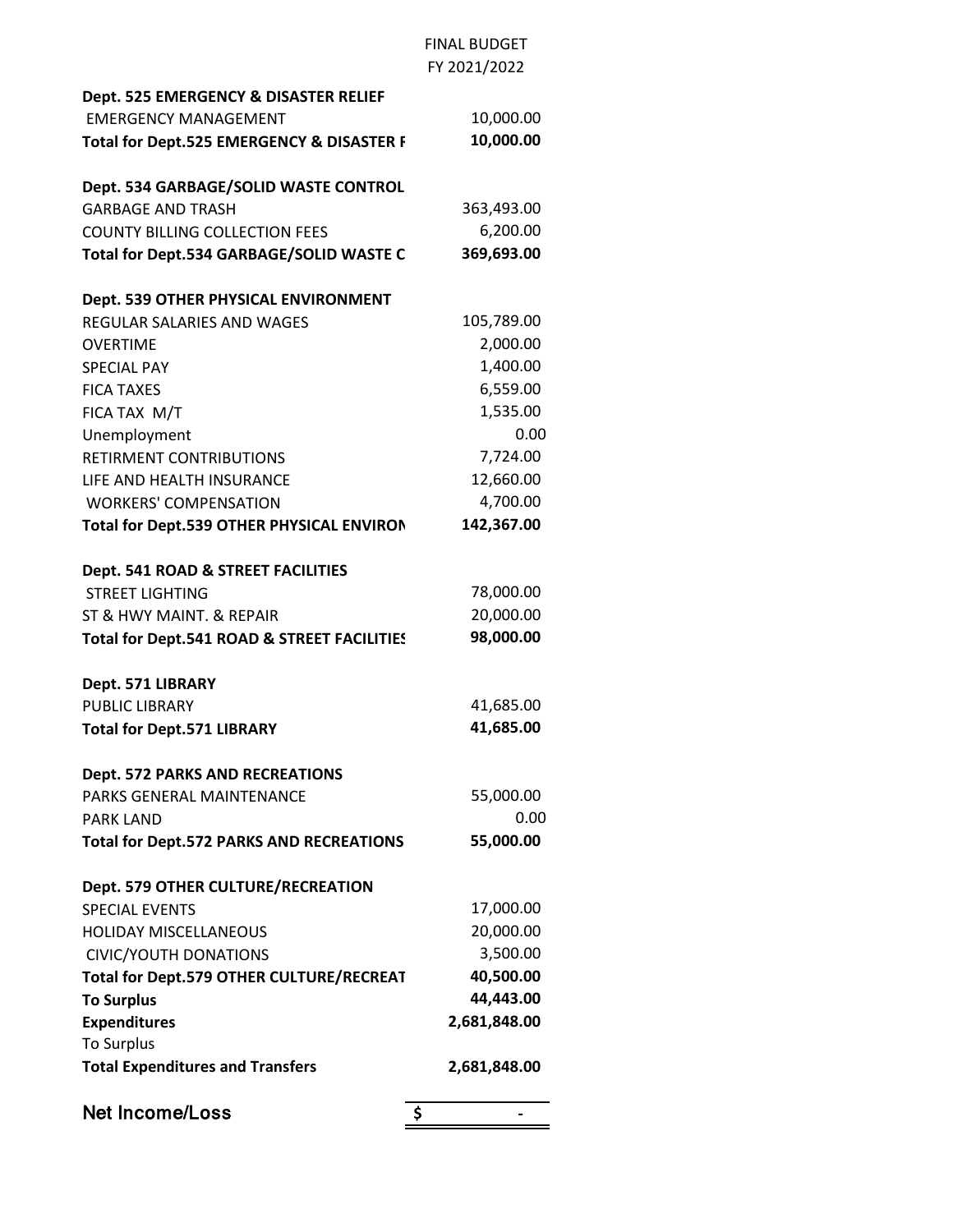| | FINAL BUDGET FY 2021/2022 |
|---|---|
| **Dept. 525 EMERGENCY & DISASTER RELIEF** | |
| EMERGENCY MANAGEMENT | 10,000.00 |
| **Total for Dept.525 EMERGENCY & DISASTER F** | **10,000.00** |
| | |
| **Dept. 534 GARBAGE/SOLID WASTE CONTROL** | |
| GARBAGE AND TRASH | 363,493.00 |
| COUNTY BILLING COLLECTION FEES | 6,200.00 |
| **Total for Dept.534 GARBAGE/SOLID WASTE C** | **369,693.00** |
| | |
| **Dept. 539 OTHER PHYSICAL ENVIRONMENT** | |
| REGULAR SALARIES AND WAGES | 105,789.00 |
| OVERTIME | 2,000.00 |
| SPECIAL PAY | 1,400.00 |
| FICA TAXES | 6,559.00 |
| FICA TAX M/T | 1,535.00 |
| Unemployment | 0.00 |
| RETIRMENT CONTRIBUTIONS | 7,724.00 |
| LIFE AND HEALTH INSURANCE | 12,660.00 |
| WORKERS' COMPENSATION | 4,700.00 |
| **Total for Dept.539 OTHER PHYSICAL ENVIRON** | **142,367.00** |
| | |
| **Dept. 541 ROAD & STREET FACILITIES** | |
| STREET LIGHTING | 78,000.00 |
| ST & HWY MAINT. & REPAIR | 20,000.00 |
| **Total for Dept.541 ROAD & STREET FACILITIES** | **98,000.00** |
| | |
| **Dept. 571 LIBRARY** | |
| PUBLIC LIBRARY | 41,685.00 |
| **Total for Dept.571 LIBRARY** | **41,685.00** |
| | |
| **Dept. 572 PARKS AND RECREATIONS** | |
| PARKS GENERAL MAINTENANCE | 55,000.00 |
| PARK LAND | 0.00 |
| **Total for Dept.572 PARKS AND RECREATIONS** | **55,000.00** |
| | |
| **Dept. 579 OTHER CULTURE/RECREATION** | |
| SPECIAL EVENTS | 17,000.00 |
| HOLIDAY MISCELLANEOUS | 20,000.00 |
| CIVIC/YOUTH DONATIONS | 3,500.00 |
| **Total for Dept.579 OTHER CULTURE/RECREAT** | **40,500.00** |
| **To Surplus** | **44,443.00** |
| **Expenditures** | **2,681,848.00** |
| To Surplus | |
| **Total Expenditures and Transfers** | **2,681,848.00** |
| | |
| **Net Income/Loss** | $ - |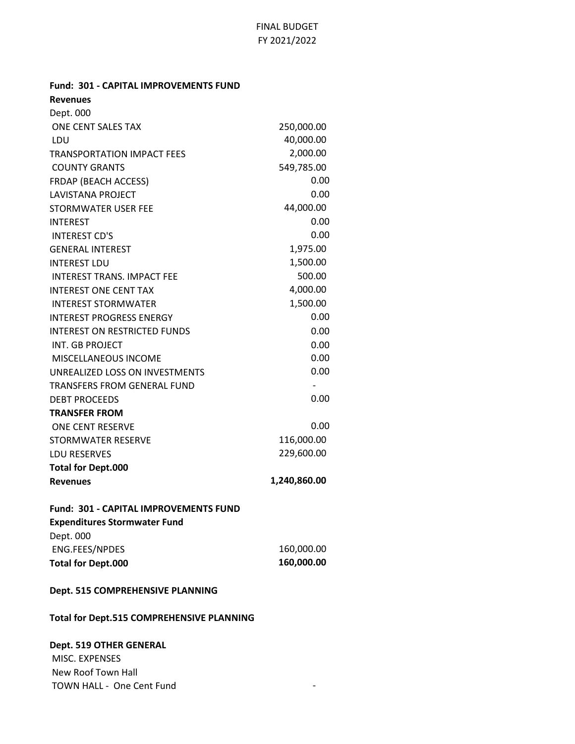FINAL BUDGET
FY 2021/2022

**Fund: 301 - CAPITAL IMPROVEMENTS FUND**

**Revenues**

| Dept. 000 | |
|---|---|
| ONE CENT SALES TAX | 250,000.00 |
| LDU | 40,000.00 |
| TRANSPORTATION IMPACT FEES | 2,000.00 |
| COUNTY GRANTS | 549,785.00 |
| FRDAP (BEACH ACCESS) | 0.00 |
| LAVISTANA PROJECT | 0.00 |
| STORMWATER USER FEE | 44,000.00 |
| INTEREST | 0.00 |
| INTEREST CD'S | 0.00 |
| GENERAL INTEREST | 1,975.00 |
| INTEREST LDU | 1,500.00 |
| INTEREST TRANS. IMPACT FEE | 500.00 |
| INTEREST ONE CENT TAX | 4,000.00 |
| INTEREST STORMWATER | 1,500.00 |
| INTEREST PROGRESS ENERGY | 0.00 |
| INTEREST ON RESTRICTED FUNDS | 0.00 |
| INT. GB PROJECT | 0.00 |
| MISCELLANEOUS INCOME | 0.00 |
| UNREALIZED LOSS ON INVESTMENTS | 0.00 |
| TRANSFERS FROM GENERAL FUND | - |
| DEBT PROCEEDS | 0.00 |
| **TRANSFER FROM** | |
| ONE CENT RESERVE | 0.00 |
| STORMWATER RESERVE | 116,000.00 |
| LDU RESERVES | 229,600.00 |
| **Total for Dept.000 Revenues** | **1,240,860.00** |

**Fund: 301 - CAPITAL IMPROVEMENTS FUND**

**Expenditures Stormwater Fund**

| Dept. 000 | |
|---|---|
| ENG.FEES/NPDES | 160,000.00 |
| **Total for Dept.000** | **160,000.00** |

**Dept. 515 COMPREHENSIVE PLANNING**

**Total for Dept.515 COMPREHENSIVE PLANNING**

**Dept. 519 OTHER GENERAL**

| | |
|---|---|
| MISC. EXPENSES | |
| New Roof Town Hall | |
| TOWN HALL - One Cent Fund | - |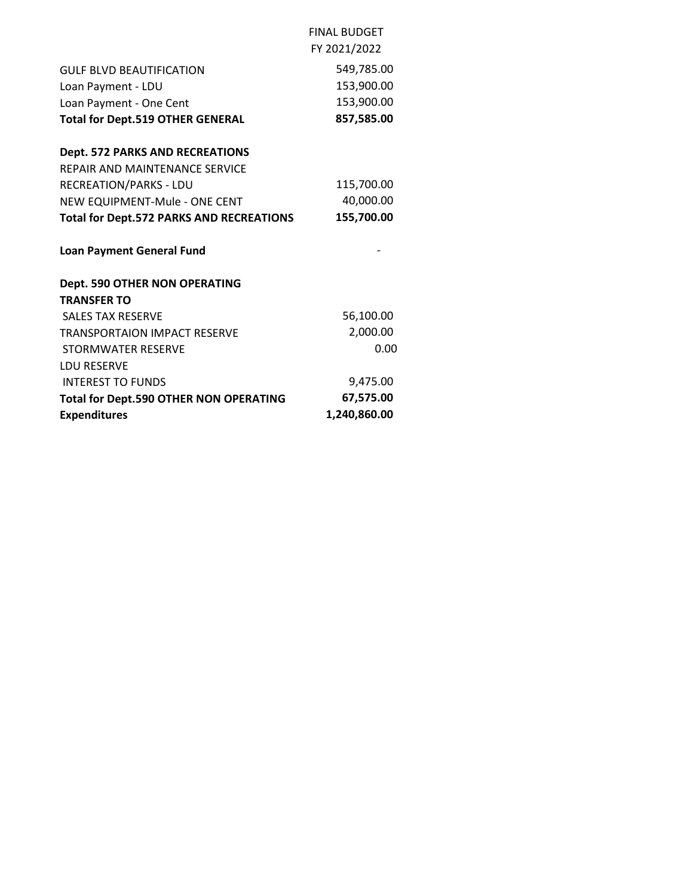| | FINAL BUDGET FY 2021/2022 |
|---|---|
| GULF BLVD BEAUTIFICATION | 549,785.00 |
| Loan Payment - LDU | 153,900.00 |
| Loan Payment - One Cent | 153,900.00 |
| **Total for Dept.519 OTHER GENERAL** | **857,585.00** |
| | |
| **Dept. 572 PARKS AND RECREATIONS** | |
| REPAIR AND MAINTENANCE SERVICE | |
| RECREATION/PARKS - LDU | 115,700.00 |
| NEW EQUIPMENT-Mule - ONE CENT | 40,000.00 |
| **Total for Dept.572 PARKS AND RECREATIONS** | **155,700.00** |
| | |
| **Loan Payment General Fund** | - |
| | |
| **Dept. 590 OTHER NON OPERATING** | |
| **TRANSFER TO** | |
| SALES TAX RESERVE | 56,100.00 |
| TRANSPORTAION IMPACT RESERVE | 2,000.00 |
| STORMWATER RESERVE | 0.00 |
| LDU RESERVE | |
| INTEREST TO FUNDS | 9,475.00 |
| **Total for Dept.590 OTHER NON OPERATING** | **67,575.00** |
| **Expenditures** | **1,240,860.00** |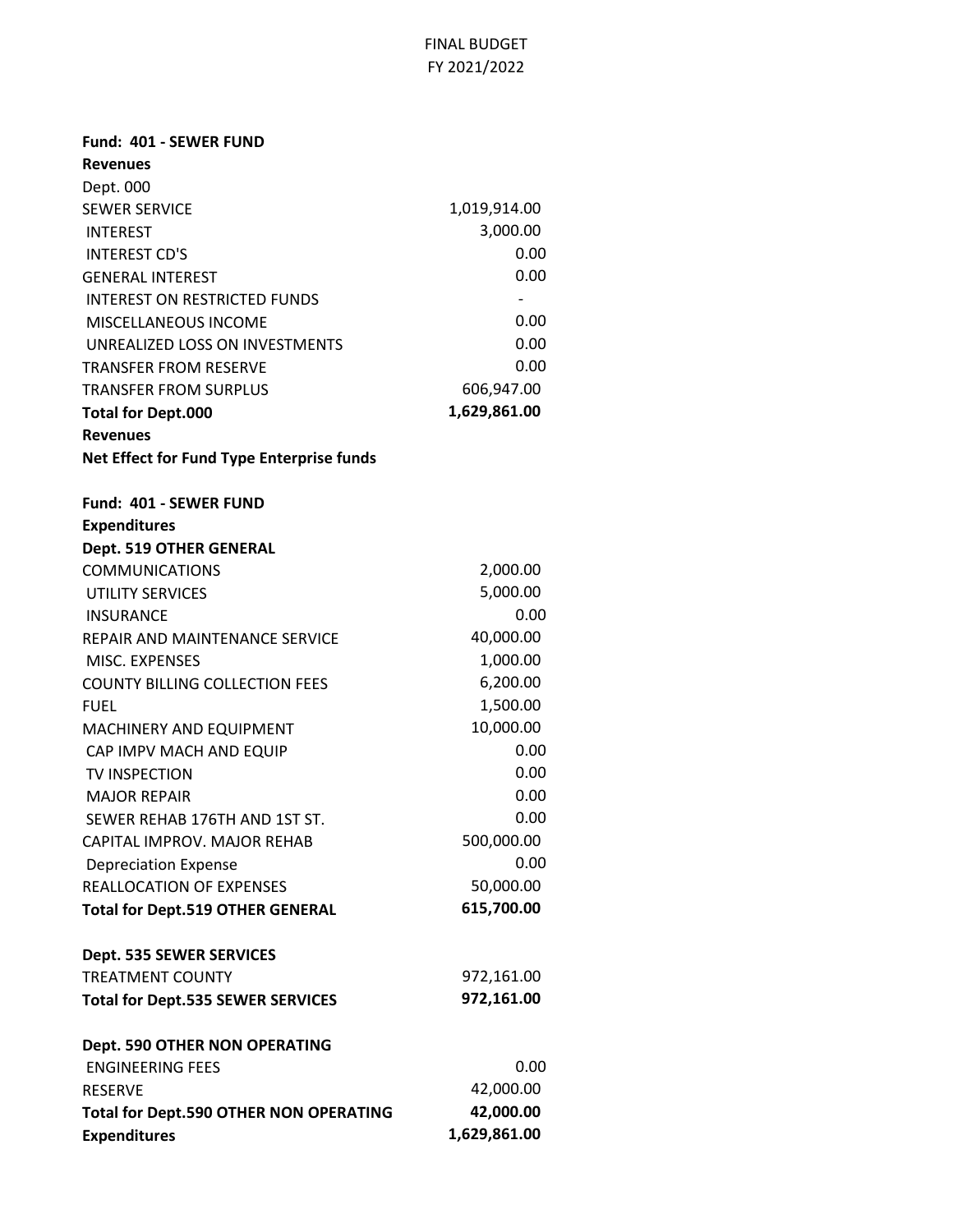FINAL BUDGET
FY 2021/2022

| **Fund: 401 - SEWER FUND** | |
|---|---|
| **Revenues** | |
| Dept. 000 | |
| SEWER SERVICE | 1,019,914.00 |
| INTEREST | 3,000.00 |
| INTEREST CD'S | 0.00 |
| GENERAL INTEREST | 0.00 |
| INTEREST ON RESTRICTED FUNDS | - |
| MISCELLANEOUS INCOME | 0.00 |
| UNREALIZED LOSS ON INVESTMENTS | 0.00 |
| TRANSFER FROM RESERVE | 0.00 |
| TRANSFER FROM SURPLUS | 606,947.00 |
| **Total for Dept.000** | **1,629,861.00** |
| **Revenues** | |
| **Net Effect for Fund Type Enterprise funds** | |

| **Fund: 401 - SEWER FUND** | |
|---|---|
| **Expenditures** | |
| **Dept. 519 OTHER GENERAL** | |
| COMMUNICATIONS | 2,000.00 |
| UTILITY SERVICES | 5,000.00 |
| INSURANCE | 0.00 |
| REPAIR AND MAINTENANCE SERVICE | 40,000.00 |
| MISC. EXPENSES | 1,000.00 |
| COUNTY BILLING COLLECTION FEES | 6,200.00 |
| FUEL | 1,500.00 |
| MACHINERY AND EQUIPMENT | 10,000.00 |
| CAP IMPV MACH AND EQUIP | 0.00 |
| TV INSPECTION | 0.00 |
| MAJOR REPAIR | 0.00 |
| SEWER REHAB 176TH AND 1ST ST. | 0.00 |
| CAPITAL IMPROV. MAJOR REHAB | 500,000.00 |
| Depreciation Expense | 0.00 |
| REALLOCATION OF EXPENSES | 50,000.00 |
| **Total for Dept.519 OTHER GENERAL** | **615,700.00** |
| | |
| **Dept. 535 SEWER SERVICES** | |
| TREATMENT COUNTY | 972,161.00 |
| **Total for Dept.535 SEWER SERVICES** | **972,161.00** |
| | |
| **Dept. 590 OTHER NON OPERATING** | |
| ENGINEERING FEES | 0.00 |
| RESERVE | 42,000.00 |
| **Total for Dept.590 OTHER NON OPERATING** | **42,000.00** |
| **Expenditures** | **1,629,861.00** |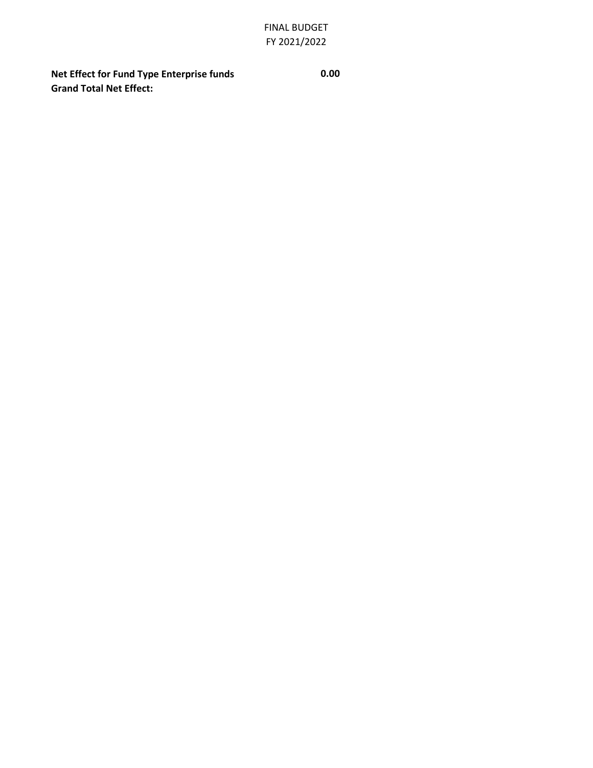| | |
|---|---|
| **Net Effect for Fund Type Enterprise funds** | **0.00** |
| **Grand Total Net Effect:** | |